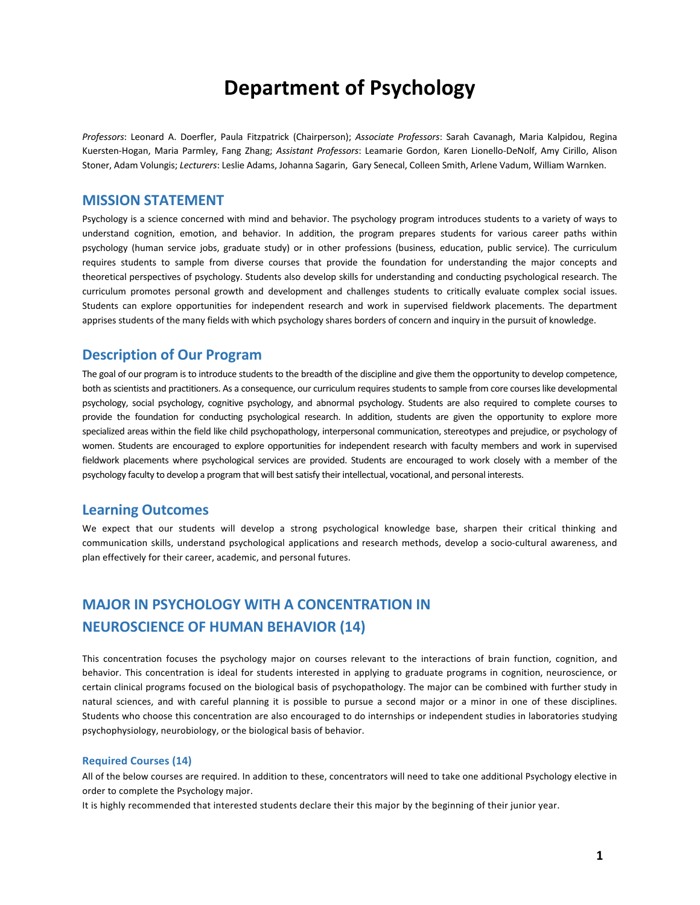# Department of Psychology

*Professors*: Leonard A. Doerfler, Paula Fitzpatrick (Chairperson); *Associate Professors*: Sarah Cavanagh, Maria Kalpidou, Regina Kuersten-Hogan, Maria Parmley, Fang Zhang; *Assistant Professors*: Leamarie Gordon, Karen Lionello-DeNolf, Amy Cirillo, Alison Stoner, Adam Volungis; *Lecturers*: Leslie Adams, Johanna Sagarin, Gary Senecal, Colleen Smith, Arlene Vadum, William Warnken.

## MISSION STATEMENT

Psychology is a science concerned with mind and behavior. The psychology program introduces students to a variety of ways to understand cognition, emotion, and behavior. In addition, the program prepares students for various career paths within psychology (human service jobs, graduate study) or in other professions (business, education, public service). The curriculum requires students to sample from diverse courses that provide the foundation for understanding the major concepts and theoretical perspectives of psychology. Students also develop skills for understanding and conducting psychological research. The curriculum promotes personal growth and development and challenges students to critically evaluate complex social issues. Students can explore opportunities for independent research and work in supervised fieldwork placements. The department apprises students of the many fields with which psychology shares borders of concern and inquiry in the pursuit of knowledge.

## Description of Our Program

The goal of our program is to introduce students to the breadth of the discipline and give them the opportunity to develop competence, both as scientists and practitioners. As a consequence, our curriculum requires students to sample from core courses like developmental psychology, social psychology, cognitive psychology, and abnormal psychology. Students are also required to complete courses to provide the foundation for conducting psychological research. In addition, students are given the opportunity to explore more specialized areas within the field like child psychopathology, interpersonal communication, stereotypes and prejudice, or psychology of women. Students are encouraged to explore opportunities for independent research with faculty members and work in supervised fieldwork placements where psychological services are provided. Students are encouraged to work closely with a member of the psychology faculty to develop a program that will best satisfy their intellectual, vocational, and personal interests.

## Learning Outcomes

We expect that our students will develop a strong psychological knowledge base, sharpen their critical thinking and communication skills, understand psychological applications and research methods, develop a socio-cultural awareness, and plan effectively for their career, academic, and personal futures.

## MAJOR IN PSYCHOLOGY WITH A CONCENTRATION IN NEUROSCIENCE OF HUMAN BEHAVIOR (14)

This concentration focuses the psychology major on courses relevant to the interactions of brain function, cognition, and behavior. This concentration is ideal for students interested in applying to graduate programs in cognition, neuroscience, or certain clinical programs focused on the biological basis of psychopathology. The major can be combined with further study in natural sciences, and with careful planning it is possible to pursue a second major or a minor in one of these disciplines. Students who choose this concentration are also encouraged to do internships or independent studies in laboratories studying psychophysiology, neurobiology, or the biological basis of behavior.

### Required Courses (14)

All of the below courses are required. In addition to these, concentrators will need to take one additional Psychology elective in order to complete the Psychology major.

It is highly recommended that interested students declare their this major by the beginning of their junior year.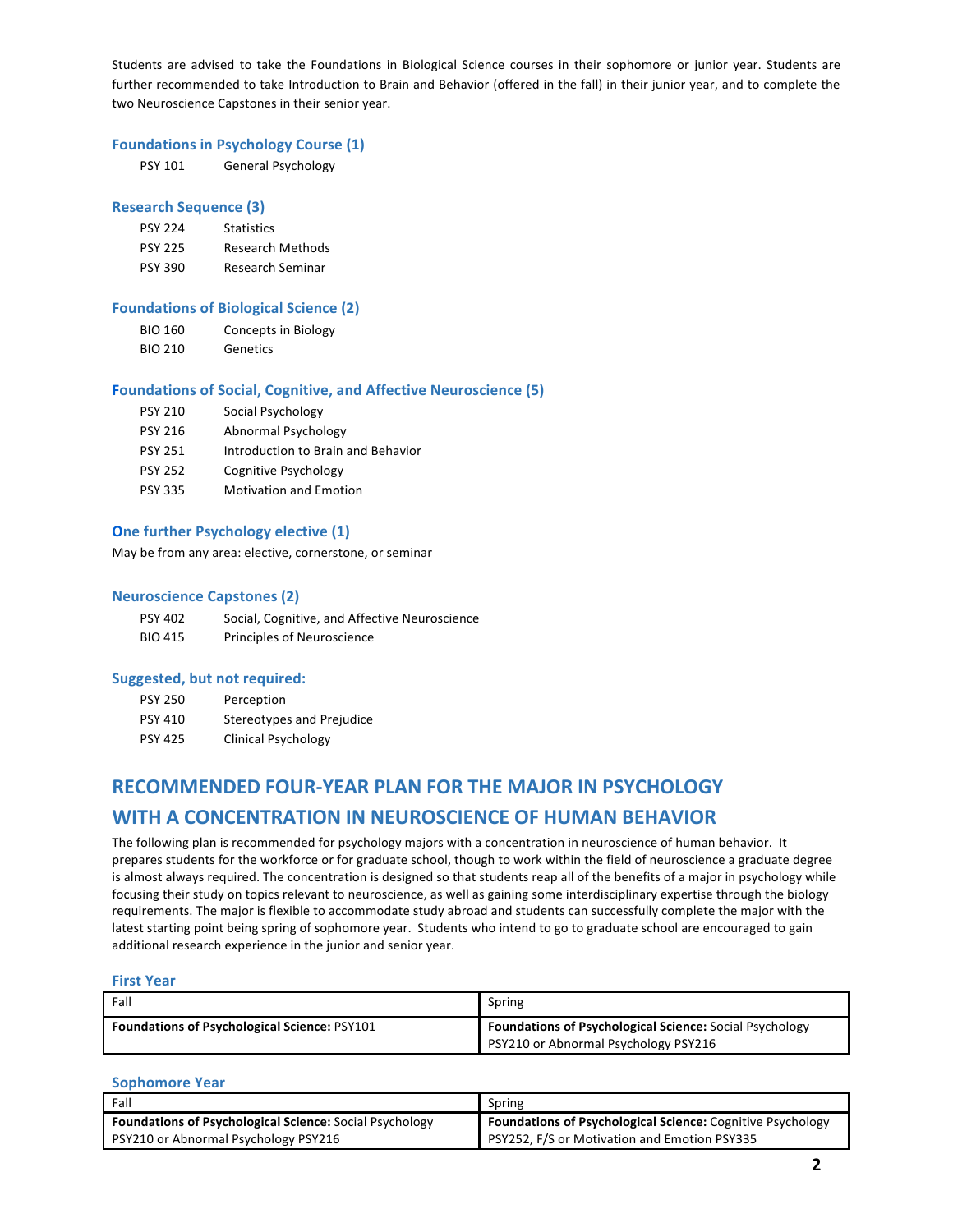Students are advised to take the Foundations in Biological Science courses in their sophomore or junior year. Students are further recommended to take Introduction to Brain and Behavior (offered in the fall) in their junior year, and to complete the two Neuroscience Capstones in their senior year.

### Foundations in Psychology Course (1)

| | |
|---|---|
| PSY 101 | General Psychology |

### Research Sequence (3)

| | |
|---|---|
| PSY 224 | Statistics |
| PSY 225 | Research Methods |
| PSY 390 | Research Seminar |

### Foundations of Biological Science (2)

| | |
|---|---|
| BIO 160 | Concepts in Biology |
| BIO 210 | Genetics |

### Foundations of Social, Cognitive, and Affective Neuroscience (5)

| | |
|---|---|
| PSY 210 | Social Psychology |
| PSY 216 | Abnormal Psychology |
| PSY 251 | Introduction to Brain and Behavior |
| PSY 252 | Cognitive Psychology |
| PSY 335 | Motivation and Emotion |

### One further Psychology elective (1)

May be from any area: elective, cornerstone, or seminar

### Neuroscience Capstones (2)

| | |
|---|---|
| PSY 402 | Social, Cognitive, and Affective Neuroscience |
| BIO 415 | Principles of Neuroscience |

### Suggested, but not required:

| | |
|---|---|
| PSY 250 | Perception |
| PSY 410 | Stereotypes and Prejudice |
| PSY 425 | Clinical Psychology |

## RECOMMENDED FOUR-YEAR PLAN FOR THE MAJOR IN PSYCHOLOGY WITH A CONCENTRATION IN NEUROSCIENCE OF HUMAN BEHAVIOR

The following plan is recommended for psychology majors with a concentration in neuroscience of human behavior. It prepares students for the workforce or for graduate school, though to work within the field of neuroscience a graduate degree is almost always required. The concentration is designed so that students reap all of the benefits of a major in psychology while focusing their study on topics relevant to neuroscience, as well as gaining some interdisciplinary expertise through the biology requirements. The major is flexible to accommodate study abroad and students can successfully complete the major with the latest starting point being spring of sophomore year. Students who intend to go to graduate school are encouraged to gain additional research experience in the junior and senior year.

### First Year

| Fall | Spring |
|---|---|
| **Foundations of Psychological Science:** PSY101 | **Foundations of Psychological Science:** Social Psychology PSY210 or Abnormal Psychology PSY216 |

### Sophomore Year

| Fall | Spring |
|---|---|
| **Foundations of Psychological Science:** Social Psychology PSY210 or Abnormal Psychology PSY216 | **Foundations of Psychological Science:** Cognitive Psychology PSY252, F/S or Motivation and Emotion PSY335 |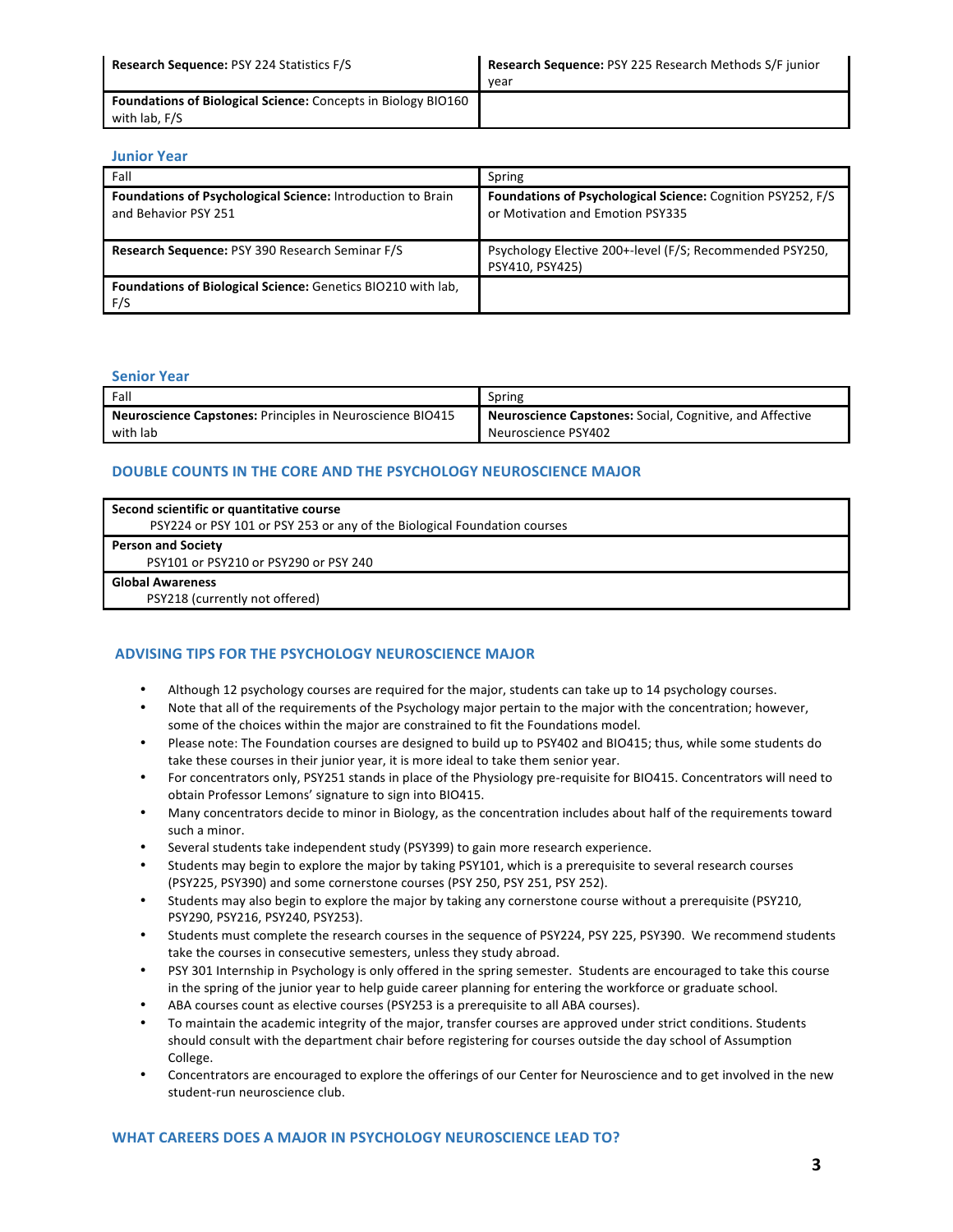| | |
|---|---|
| **Research Sequence:** PSY 224 Statistics F/S | **Research Sequence:** PSY 225 Research Methods S/F junior year |
| **Foundations of Biological Science:** Concepts in Biology BIO160 with lab, F/S | |

### Junior Year

| Fall | Spring |
|---|---|
| **Foundations of Psychological Science:** Introduction to Brain and Behavior PSY 251 | **Foundations of Psychological Science:** Cognition PSY252, F/S or Motivation and Emotion PSY335 |
| **Research Sequence:** PSY 390 Research Seminar F/S | Psychology Elective 200+-level (F/S; Recommended PSY250, PSY410, PSY425) |
| **Foundations of Biological Science:** Genetics BIO210 with lab, F/S | |

### Senior Year

| Fall | Spring |
|---|---|
| **Neuroscience Capstones:** Principles in Neuroscience BIO415 with lab | **Neuroscience Capstones:** Social, Cognitive, and Affective Neuroscience PSY402 |

## DOUBLE COUNTS IN THE CORE AND THE PSYCHOLOGY NEUROSCIENCE MAJOR

| |
|---|
| **Second scientific or quantitative course**<br>PSY224 or PSY 101 or PSY 253 or any of the Biological Foundation courses |
| **Person and Society**<br>PSY101 or PSY210 or PSY290 or PSY 240 |
| **Global Awareness**<br>PSY218 (currently not offered) |

## ADVISING TIPS FOR THE PSYCHOLOGY NEUROSCIENCE MAJOR

- Although 12 psychology courses are required for the major, students can take up to 14 psychology courses.
- Note that all of the requirements of the Psychology major pertain to the major with the concentration; however, some of the choices within the major are constrained to fit the Foundations model.
- Please note: The Foundation courses are designed to build up to PSY402 and BIO415; thus, while some students do take these courses in their junior year, it is more ideal to take them senior year.
- For concentrators only, PSY251 stands in place of the Physiology pre-requisite for BIO415. Concentrators will need to obtain Professor Lemons' signature to sign into BIO415.
- Many concentrators decide to minor in Biology, as the concentration includes about half of the requirements toward such a minor.
- Several students take independent study (PSY399) to gain more research experience.
- Students may begin to explore the major by taking PSY101, which is a prerequisite to several research courses (PSY225, PSY390) and some cornerstone courses (PSY 250, PSY 251, PSY 252).
- Students may also begin to explore the major by taking any cornerstone course without a prerequisite (PSY210, PSY290, PSY216, PSY240, PSY253).
- Students must complete the research courses in the sequence of PSY224, PSY 225, PSY390. We recommend students take the courses in consecutive semesters, unless they study abroad.
- PSY 301 Internship in Psychology is only offered in the spring semester. Students are encouraged to take this course in the spring of the junior year to help guide career planning for entering the workforce or graduate school.
- ABA courses count as elective courses (PSY253 is a prerequisite to all ABA courses).
- To maintain the academic integrity of the major, transfer courses are approved under strict conditions. Students should consult with the department chair before registering for courses outside the day school of Assumption College.
- Concentrators are encouraged to explore the offerings of our Center for Neuroscience and to get involved in the new student-run neuroscience club.

## WHAT CAREERS DOES A MAJOR IN PSYCHOLOGY NEUROSCIENCE LEAD TO?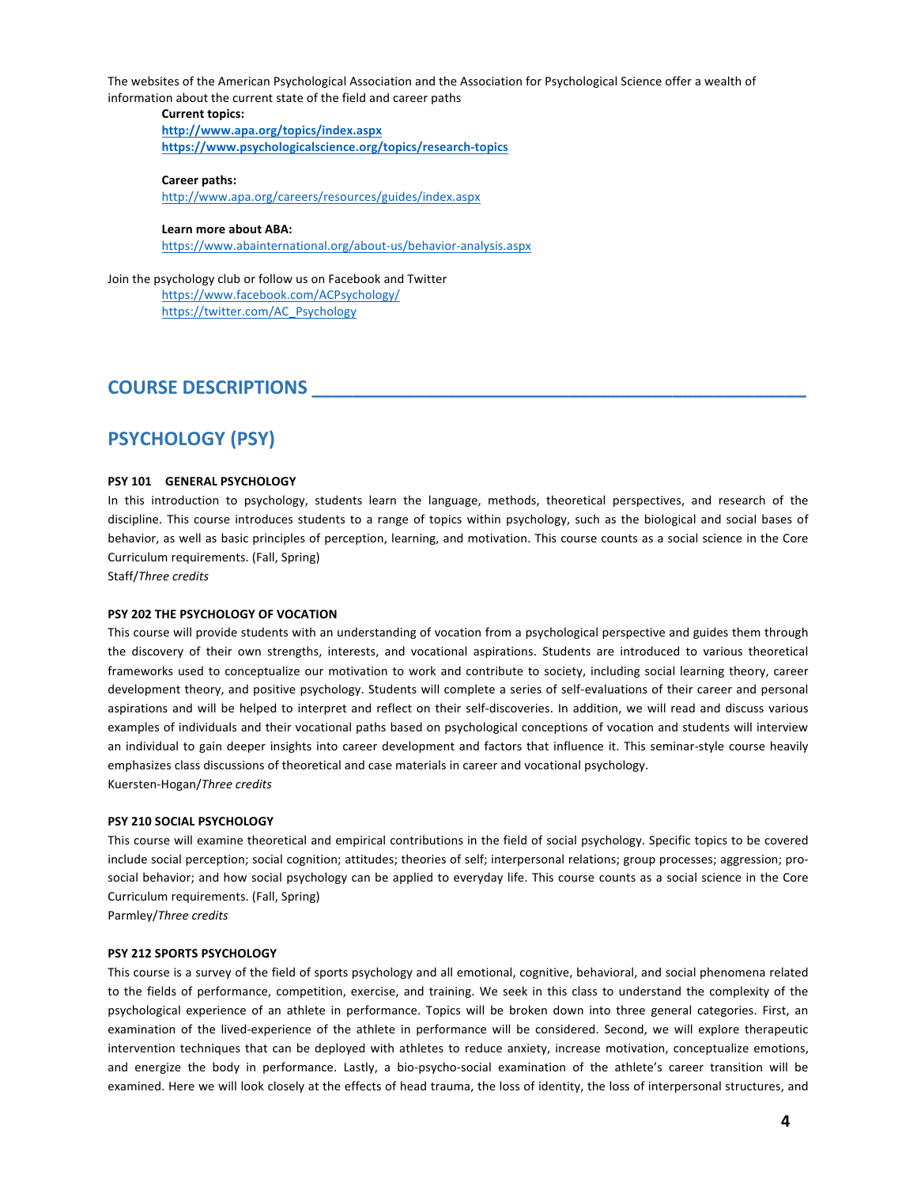The websites of the American Psychological Association and the Association for Psychological Science offer a wealth of information about the current state of the field and career paths

**Current topics:**
**http://www.apa.org/topics/index.aspx**
**https://www.psychologicalscience.org/topics/research-topics**

**Career paths:**
http://www.apa.org/careers/resources/guides/index.aspx

**Learn more about ABA:**
https://www.abainternational.org/about-us/behavior-analysis.aspx

Join the psychology club or follow us on Facebook and Twitter
https://www.facebook.com/ACPsychology/
https://twitter.com/AC_Psychology

# COURSE DESCRIPTIONS

## PSYCHOLOGY (PSY)

**PSY 101 GENERAL PSYCHOLOGY**

In this introduction to psychology, students learn the language, methods, theoretical perspectives, and research of the discipline. This course introduces students to a range of topics within psychology, such as the biological and social bases of behavior, as well as basic principles of perception, learning, and motivation. This course counts as a social science in the Core Curriculum requirements. (Fall, Spring)
Staff/*Three credits*

**PSY 202 THE PSYCHOLOGY OF VOCATION**

This course will provide students with an understanding of vocation from a psychological perspective and guides them through the discovery of their own strengths, interests, and vocational aspirations. Students are introduced to various theoretical frameworks used to conceptualize our motivation to work and contribute to society, including social learning theory, career development theory, and positive psychology. Students will complete a series of self-evaluations of their career and personal aspirations and will be helped to interpret and reflect on their self-discoveries. In addition, we will read and discuss various examples of individuals and their vocational paths based on psychological conceptions of vocation and students will interview an individual to gain deeper insights into career development and factors that influence it. This seminar-style course heavily emphasizes class discussions of theoretical and case materials in career and vocational psychology.
Kuersten-Hogan/*Three credits*

**PSY 210 SOCIAL PSYCHOLOGY**

This course will examine theoretical and empirical contributions in the field of social psychology. Specific topics to be covered include social perception; social cognition; attitudes; theories of self; interpersonal relations; group processes; aggression; pro-social behavior; and how social psychology can be applied to everyday life. This course counts as a social science in the Core Curriculum requirements. (Fall, Spring)
Parmley/*Three credits*

**PSY 212 SPORTS PSYCHOLOGY**

This course is a survey of the field of sports psychology and all emotional, cognitive, behavioral, and social phenomena related to the fields of performance, competition, exercise, and training. We seek in this class to understand the complexity of the psychological experience of an athlete in performance. Topics will be broken down into three general categories. First, an examination of the lived-experience of the athlete in performance will be considered. Second, we will explore therapeutic intervention techniques that can be deployed with athletes to reduce anxiety, increase motivation, conceptualize emotions, and energize the body in performance. Lastly, a bio-psycho-social examination of the athlete's career transition will be examined. Here we will look closely at the effects of head trauma, the loss of identity, the loss of interpersonal structures, and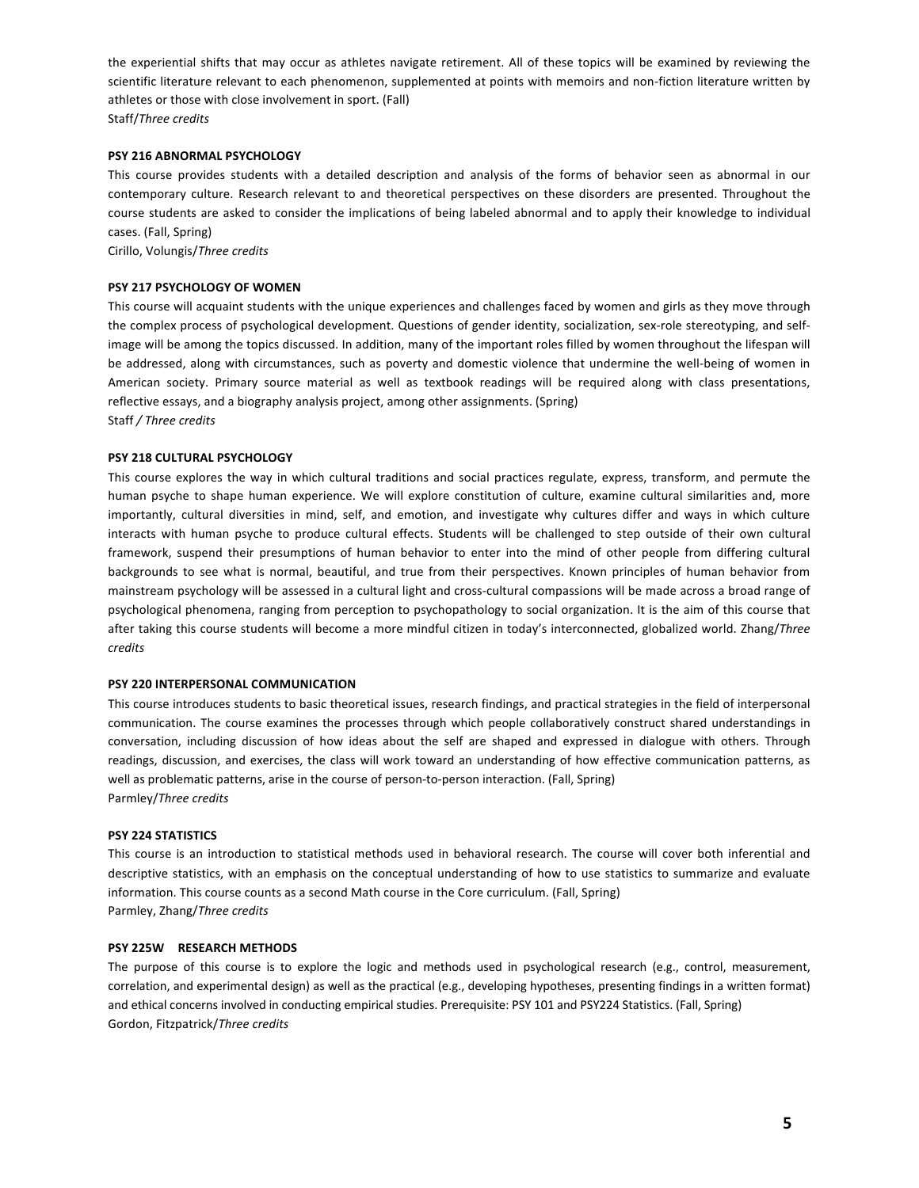the experiential shifts that may occur as athletes navigate retirement. All of these topics will be examined by reviewing the scientific literature relevant to each phenomenon, supplemented at points with memoirs and non-fiction literature written by athletes or those with close involvement in sport. (Fall)
Staff/*Three credits*

**PSY 216 ABNORMAL PSYCHOLOGY**

This course provides students with a detailed description and analysis of the forms of behavior seen as abnormal in our contemporary culture. Research relevant to and theoretical perspectives on these disorders are presented. Throughout the course students are asked to consider the implications of being labeled abnormal and to apply their knowledge to individual cases. (Fall, Spring)
Cirillo, Volungis/*Three credits*

**PSY 217 PSYCHOLOGY OF WOMEN**

This course will acquaint students with the unique experiences and challenges faced by women and girls as they move through the complex process of psychological development. Questions of gender identity, socialization, sex-role stereotyping, and self-image will be among the topics discussed. In addition, many of the important roles filled by women throughout the lifespan will be addressed, along with circumstances, such as poverty and domestic violence that undermine the well-being of women in American society. Primary source material as well as textbook readings will be required along with class presentations, reflective essays, and a biography analysis project, among other assignments. (Spring)
Staff */ Three credits*

**PSY 218 CULTURAL PSYCHOLOGY**

This course explores the way in which cultural traditions and social practices regulate, express, transform, and permute the human psyche to shape human experience. We will explore constitution of culture, examine cultural similarities and, more importantly, cultural diversities in mind, self, and emotion, and investigate why cultures differ and ways in which culture interacts with human psyche to produce cultural effects. Students will be challenged to step outside of their own cultural framework, suspend their presumptions of human behavior to enter into the mind of other people from differing cultural backgrounds to see what is normal, beautiful, and true from their perspectives. Known principles of human behavior from mainstream psychology will be assessed in a cultural light and cross-cultural compassions will be made across a broad range of psychological phenomena, ranging from perception to psychopathology to social organization. It is the aim of this course that after taking this course students will become a more mindful citizen in today's interconnected, globalized world. Zhang/*Three credits*

**PSY 220 INTERPERSONAL COMMUNICATION**

This course introduces students to basic theoretical issues, research findings, and practical strategies in the field of interpersonal communication. The course examines the processes through which people collaboratively construct shared understandings in conversation, including discussion of how ideas about the self are shaped and expressed in dialogue with others. Through readings, discussion, and exercises, the class will work toward an understanding of how effective communication patterns, as well as problematic patterns, arise in the course of person-to-person interaction. (Fall, Spring)
Parmley/*Three credits*

**PSY 224 STATISTICS**

This course is an introduction to statistical methods used in behavioral research. The course will cover both inferential and descriptive statistics, with an emphasis on the conceptual understanding of how to use statistics to summarize and evaluate information. This course counts as a second Math course in the Core curriculum. (Fall, Spring)
Parmley, Zhang/*Three credits*

**PSY 225W RESEARCH METHODS**

The purpose of this course is to explore the logic and methods used in psychological research (e.g., control, measurement, correlation, and experimental design) as well as the practical (e.g., developing hypotheses, presenting findings in a written format) and ethical concerns involved in conducting empirical studies. Prerequisite: PSY 101 and PSY224 Statistics. (Fall, Spring)
Gordon, Fitzpatrick/*Three credits*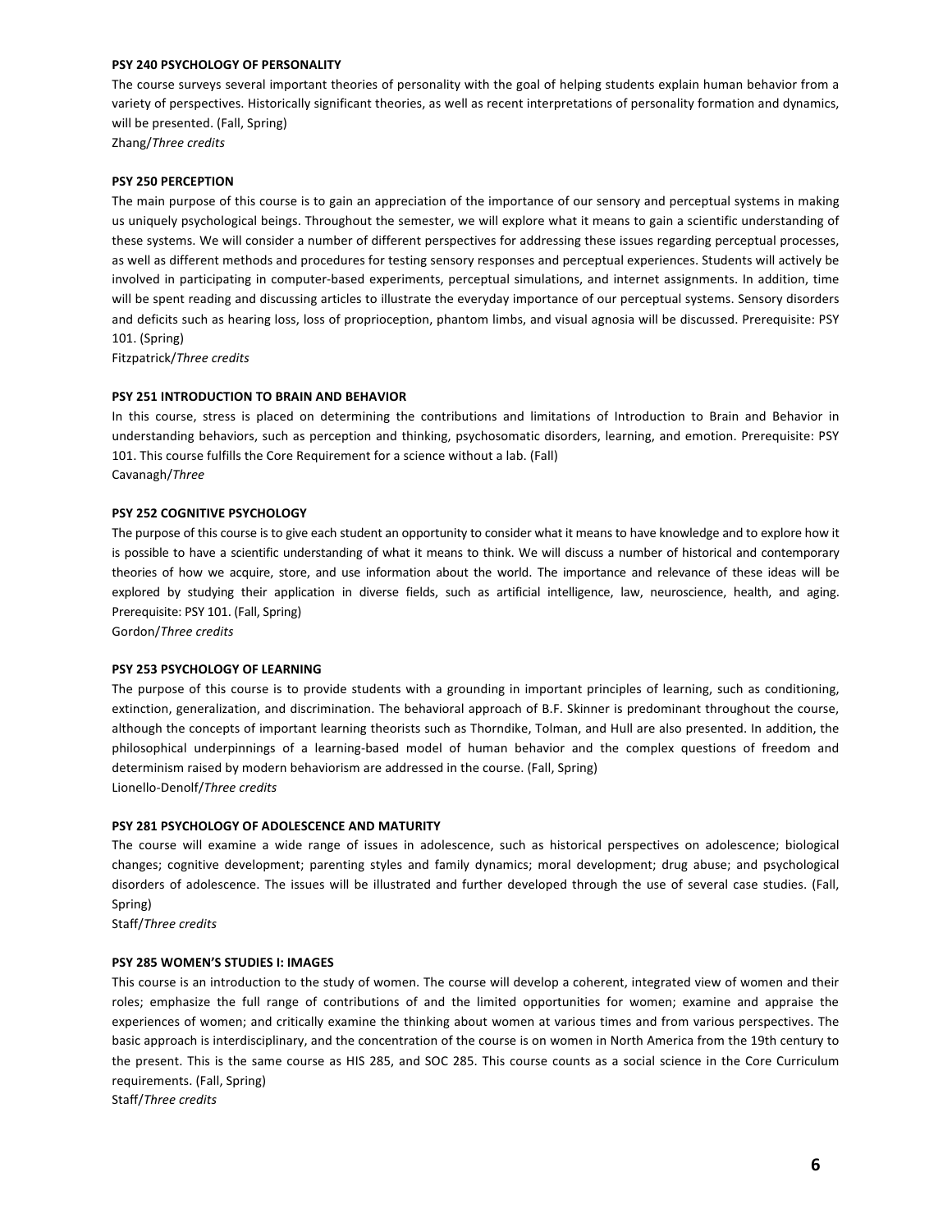**PSY 240 PSYCHOLOGY OF PERSONALITY**

The course surveys several important theories of personality with the goal of helping students explain human behavior from a variety of perspectives. Historically significant theories, as well as recent interpretations of personality formation and dynamics, will be presented. (Fall, Spring)

Zhang/*Three credits*

**PSY 250 PERCEPTION**

The main purpose of this course is to gain an appreciation of the importance of our sensory and perceptual systems in making us uniquely psychological beings. Throughout the semester, we will explore what it means to gain a scientific understanding of these systems. We will consider a number of different perspectives for addressing these issues regarding perceptual processes, as well as different methods and procedures for testing sensory responses and perceptual experiences. Students will actively be involved in participating in computer-based experiments, perceptual simulations, and internet assignments. In addition, time will be spent reading and discussing articles to illustrate the everyday importance of our perceptual systems. Sensory disorders and deficits such as hearing loss, loss of proprioception, phantom limbs, and visual agnosia will be discussed. Prerequisite: PSY 101. (Spring)

Fitzpatrick/*Three credits*

**PSY 251 INTRODUCTION TO BRAIN AND BEHAVIOR**

In this course, stress is placed on determining the contributions and limitations of Introduction to Brain and Behavior in understanding behaviors, such as perception and thinking, psychosomatic disorders, learning, and emotion. Prerequisite: PSY 101. This course fulfills the Core Requirement for a science without a lab. (Fall)

Cavanagh/*Three*

**PSY 252 COGNITIVE PSYCHOLOGY**

The purpose of this course is to give each student an opportunity to consider what it means to have knowledge and to explore how it is possible to have a scientific understanding of what it means to think. We will discuss a number of historical and contemporary theories of how we acquire, store, and use information about the world. The importance and relevance of these ideas will be explored by studying their application in diverse fields, such as artificial intelligence, law, neuroscience, health, and aging. Prerequisite: PSY 101. (Fall, Spring)

Gordon/*Three credits*

**PSY 253 PSYCHOLOGY OF LEARNING**

The purpose of this course is to provide students with a grounding in important principles of learning, such as conditioning, extinction, generalization, and discrimination. The behavioral approach of B.F. Skinner is predominant throughout the course, although the concepts of important learning theorists such as Thorndike, Tolman, and Hull are also presented. In addition, the philosophical underpinnings of a learning-based model of human behavior and the complex questions of freedom and determinism raised by modern behaviorism are addressed in the course. (Fall, Spring)

Lionello-Denolf/*Three credits*

**PSY 281 PSYCHOLOGY OF ADOLESCENCE AND MATURITY**

The course will examine a wide range of issues in adolescence, such as historical perspectives on adolescence; biological changes; cognitive development; parenting styles and family dynamics; moral development; drug abuse; and psychological disorders of adolescence. The issues will be illustrated and further developed through the use of several case studies. (Fall, Spring)

Staff/*Three credits*

**PSY 285 WOMEN'S STUDIES I: IMAGES**

This course is an introduction to the study of women. The course will develop a coherent, integrated view of women and their roles; emphasize the full range of contributions of and the limited opportunities for women; examine and appraise the experiences of women; and critically examine the thinking about women at various times and from various perspectives. The basic approach is interdisciplinary, and the concentration of the course is on women in North America from the 19th century to the present. This is the same course as HIS 285, and SOC 285. This course counts as a social science in the Core Curriculum requirements. (Fall, Spring)

Staff/*Three credits*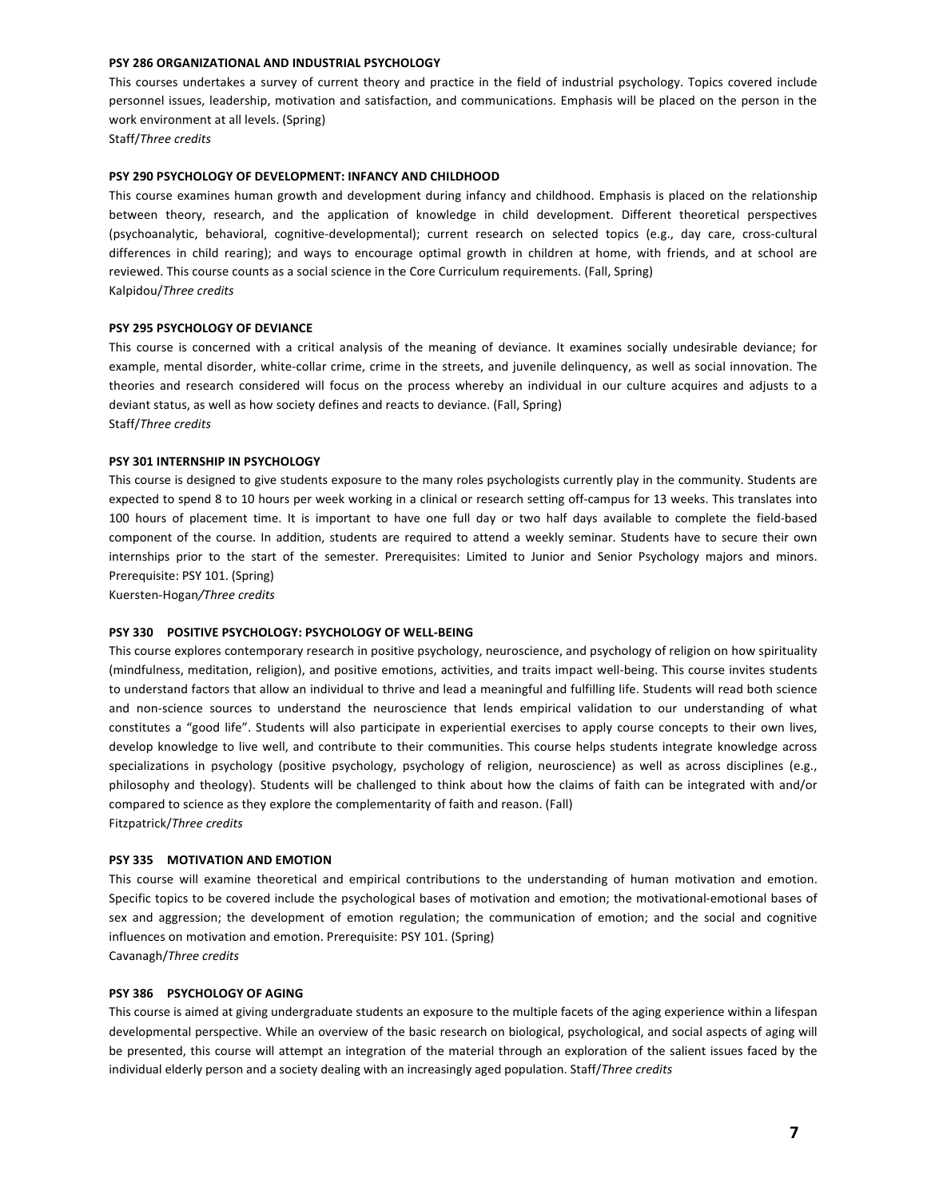**PSY 286 ORGANIZATIONAL AND INDUSTRIAL PSYCHOLOGY**

This courses undertakes a survey of current theory and practice in the field of industrial psychology. Topics covered include personnel issues, leadership, motivation and satisfaction, and communications. Emphasis will be placed on the person in the work environment at all levels. (Spring)

Staff/*Three credits*

**PSY 290 PSYCHOLOGY OF DEVELOPMENT: INFANCY AND CHILDHOOD**

This course examines human growth and development during infancy and childhood. Emphasis is placed on the relationship between theory, research, and the application of knowledge in child development. Different theoretical perspectives (psychoanalytic, behavioral, cognitive-developmental); current research on selected topics (e.g., day care, cross-cultural differences in child rearing); and ways to encourage optimal growth in children at home, with friends, and at school are reviewed. This course counts as a social science in the Core Curriculum requirements. (Fall, Spring)

Kalpidou/*Three credits*

**PSY 295 PSYCHOLOGY OF DEVIANCE**

This course is concerned with a critical analysis of the meaning of deviance. It examines socially undesirable deviance; for example, mental disorder, white-collar crime, crime in the streets, and juvenile delinquency, as well as social innovation. The theories and research considered will focus on the process whereby an individual in our culture acquires and adjusts to a deviant status, as well as how society defines and reacts to deviance. (Fall, Spring)

Staff/*Three credits*

**PSY 301 INTERNSHIP IN PSYCHOLOGY**

This course is designed to give students exposure to the many roles psychologists currently play in the community. Students are expected to spend 8 to 10 hours per week working in a clinical or research setting off-campus for 13 weeks. This translates into 100 hours of placement time. It is important to have one full day or two half days available to complete the field-based component of the course. In addition, students are required to attend a weekly seminar. Students have to secure their own internships prior to the start of the semester. Prerequisites: Limited to Junior and Senior Psychology majors and minors. Prerequisite: PSY 101. (Spring)

Kuersten-Hogan/*Three credits*

**PSY 330 POSITIVE PSYCHOLOGY: PSYCHOLOGY OF WELL-BEING**

This course explores contemporary research in positive psychology, neuroscience, and psychology of religion on how spirituality (mindfulness, meditation, religion), and positive emotions, activities, and traits impact well-being. This course invites students to understand factors that allow an individual to thrive and lead a meaningful and fulfilling life. Students will read both science and non-science sources to understand the neuroscience that lends empirical validation to our understanding of what constitutes a "good life". Students will also participate in experiential exercises to apply course concepts to their own lives, develop knowledge to live well, and contribute to their communities. This course helps students integrate knowledge across specializations in psychology (positive psychology, psychology of religion, neuroscience) as well as across disciplines (e.g., philosophy and theology). Students will be challenged to think about how the claims of faith can be integrated with and/or compared to science as they explore the complementarity of faith and reason. (Fall)

Fitzpatrick/*Three credits*

**PSY 335 MOTIVATION AND EMOTION**

This course will examine theoretical and empirical contributions to the understanding of human motivation and emotion. Specific topics to be covered include the psychological bases of motivation and emotion; the motivational-emotional bases of sex and aggression; the development of emotion regulation; the communication of emotion; and the social and cognitive influences on motivation and emotion. Prerequisite: PSY 101. (Spring)

Cavanagh/*Three credits*

**PSY 386 PSYCHOLOGY OF AGING**

This course is aimed at giving undergraduate students an exposure to the multiple facets of the aging experience within a lifespan developmental perspective. While an overview of the basic research on biological, psychological, and social aspects of aging will be presented, this course will attempt an integration of the material through an exploration of the salient issues faced by the individual elderly person and a society dealing with an increasingly aged population. Staff/*Three credits*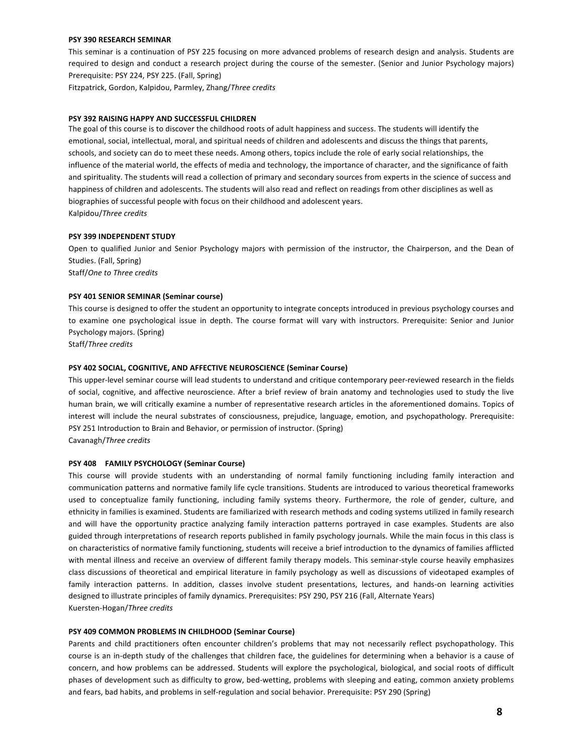**PSY 390 RESEARCH SEMINAR**

This seminar is a continuation of PSY 225 focusing on more advanced problems of research design and analysis. Students are required to design and conduct a research project during the course of the semester. (Senior and Junior Psychology majors) Prerequisite: PSY 224, PSY 225. (Fall, Spring)

Fitzpatrick, Gordon, Kalpidou, Parmley, Zhang/*Three credits*

**PSY 392 RAISING HAPPY AND SUCCESSFUL CHILDREN**

The goal of this course is to discover the childhood roots of adult happiness and success. The students will identify the emotional, social, intellectual, moral, and spiritual needs of children and adolescents and discuss the things that parents, schools, and society can do to meet these needs. Among others, topics include the role of early social relationships, the influence of the material world, the effects of media and technology, the importance of character, and the significance of faith and spirituality. The students will read a collection of primary and secondary sources from experts in the science of success and happiness of children and adolescents. The students will also read and reflect on readings from other disciplines as well as biographies of successful people with focus on their childhood and adolescent years.

Kalpidou/*Three credits*

**PSY 399 INDEPENDENT STUDY**

Open to qualified Junior and Senior Psychology majors with permission of the instructor, the Chairperson, and the Dean of Studies. (Fall, Spring)

Staff/*One to Three credits*

**PSY 401 SENIOR SEMINAR (Seminar course)**

This course is designed to offer the student an opportunity to integrate concepts introduced in previous psychology courses and to examine one psychological issue in depth. The course format will vary with instructors. Prerequisite: Senior and Junior Psychology majors. (Spring)

Staff/*Three credits*

**PSY 402 SOCIAL, COGNITIVE, AND AFFECTIVE NEUROSCIENCE (Seminar Course)**

This upper-level seminar course will lead students to understand and critique contemporary peer-reviewed research in the fields of social, cognitive, and affective neuroscience. After a brief review of brain anatomy and technologies used to study the live human brain, we will critically examine a number of representative research articles in the aforementioned domains. Topics of interest will include the neural substrates of consciousness, prejudice, language, emotion, and psychopathology. Prerequisite: PSY 251 Introduction to Brain and Behavior, or permission of instructor. (Spring)

Cavanagh/*Three credits*

**PSY 408 FAMILY PSYCHOLOGY (Seminar Course)**

This course will provide students with an understanding of normal family functioning including family interaction and communication patterns and normative family life cycle transitions. Students are introduced to various theoretical frameworks used to conceptualize family functioning, including family systems theory. Furthermore, the role of gender, culture, and ethnicity in families is examined. Students are familiarized with research methods and coding systems utilized in family research and will have the opportunity practice analyzing family interaction patterns portrayed in case examples. Students are also guided through interpretations of research reports published in family psychology journals. While the main focus in this class is on characteristics of normative family functioning, students will receive a brief introduction to the dynamics of families afflicted with mental illness and receive an overview of different family therapy models. This seminar-style course heavily emphasizes class discussions of theoretical and empirical literature in family psychology as well as discussions of videotaped examples of family interaction patterns. In addition, classes involve student presentations, lectures, and hands-on learning activities designed to illustrate principles of family dynamics. Prerequisites: PSY 290, PSY 216 (Fall, Alternate Years)

Kuersten-Hogan/*Three credits*

**PSY 409 COMMON PROBLEMS IN CHILDHOOD (Seminar Course)**

Parents and child practitioners often encounter children's problems that may not necessarily reflect psychopathology. This course is an in-depth study of the challenges that children face, the guidelines for determining when a behavior is a cause of concern, and how problems can be addressed. Students will explore the psychological, biological, and social roots of difficult phases of development such as difficulty to grow, bed-wetting, problems with sleeping and eating, common anxiety problems and fears, bad habits, and problems in self-regulation and social behavior. Prerequisite: PSY 290 (Spring)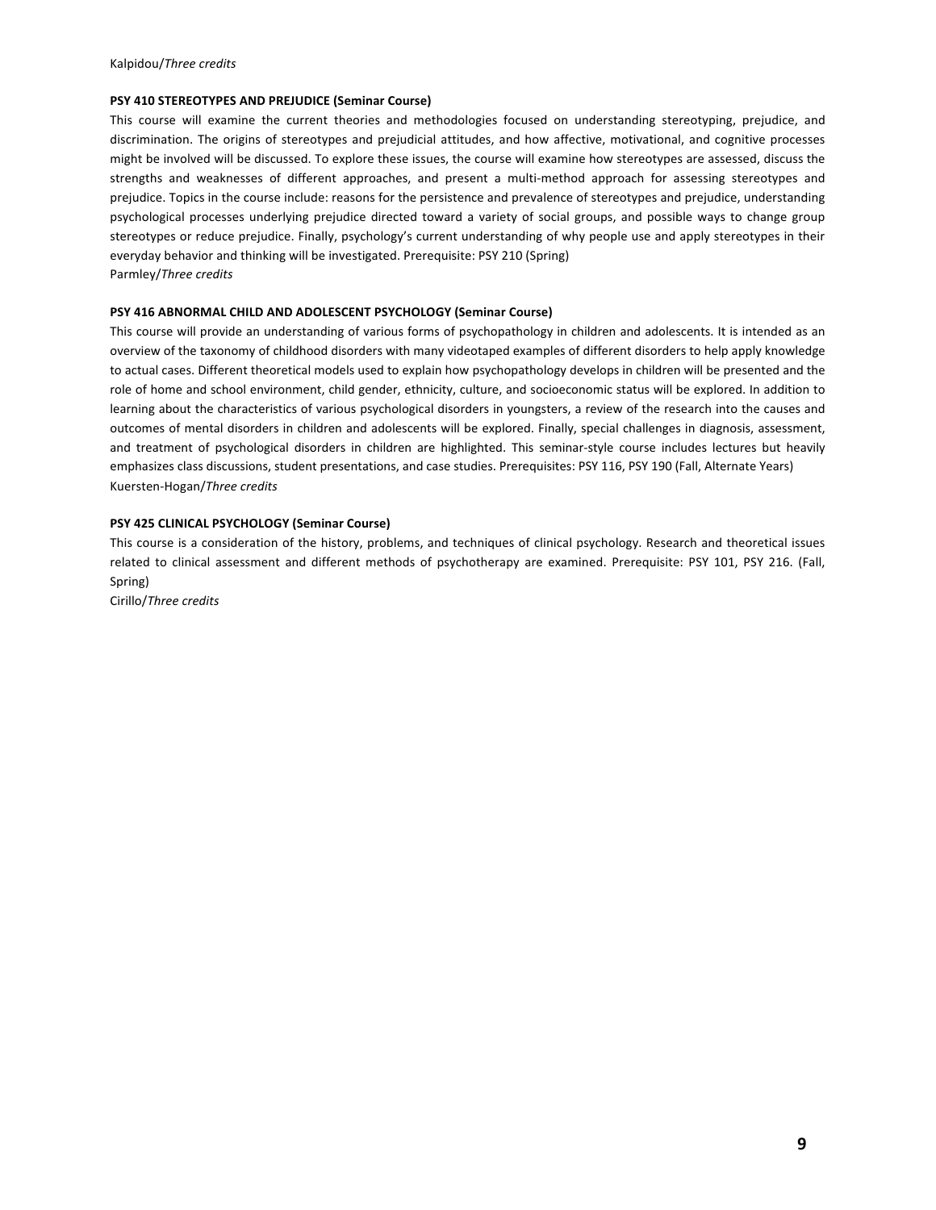Kalpidou/*Three credits*

**PSY 410 STEREOTYPES AND PREJUDICE (Seminar Course)**

This course will examine the current theories and methodologies focused on understanding stereotyping, prejudice, and discrimination. The origins of stereotypes and prejudicial attitudes, and how affective, motivational, and cognitive processes might be involved will be discussed. To explore these issues, the course will examine how stereotypes are assessed, discuss the strengths and weaknesses of different approaches, and present a multi-method approach for assessing stereotypes and prejudice. Topics in the course include: reasons for the persistence and prevalence of stereotypes and prejudice, understanding psychological processes underlying prejudice directed toward a variety of social groups, and possible ways to change group stereotypes or reduce prejudice. Finally, psychology's current understanding of why people use and apply stereotypes in their everyday behavior and thinking will be investigated. Prerequisite: PSY 210 (Spring)

Parmley/*Three credits*

**PSY 416 ABNORMAL CHILD AND ADOLESCENT PSYCHOLOGY (Seminar Course)**

This course will provide an understanding of various forms of psychopathology in children and adolescents. It is intended as an overview of the taxonomy of childhood disorders with many videotaped examples of different disorders to help apply knowledge to actual cases. Different theoretical models used to explain how psychopathology develops in children will be presented and the role of home and school environment, child gender, ethnicity, culture, and socioeconomic status will be explored. In addition to learning about the characteristics of various psychological disorders in youngsters, a review of the research into the causes and outcomes of mental disorders in children and adolescents will be explored. Finally, special challenges in diagnosis, assessment, and treatment of psychological disorders in children are highlighted. This seminar-style course includes lectures but heavily emphasizes class discussions, student presentations, and case studies. Prerequisites: PSY 116, PSY 190 (Fall, Alternate Years)

Kuersten-Hogan/*Three credits*

**PSY 425 CLINICAL PSYCHOLOGY (Seminar Course)**

This course is a consideration of the history, problems, and techniques of clinical psychology. Research and theoretical issues related to clinical assessment and different methods of psychotherapy are examined. Prerequisite: PSY 101, PSY 216. (Fall, Spring)

Cirillo/*Three credits*